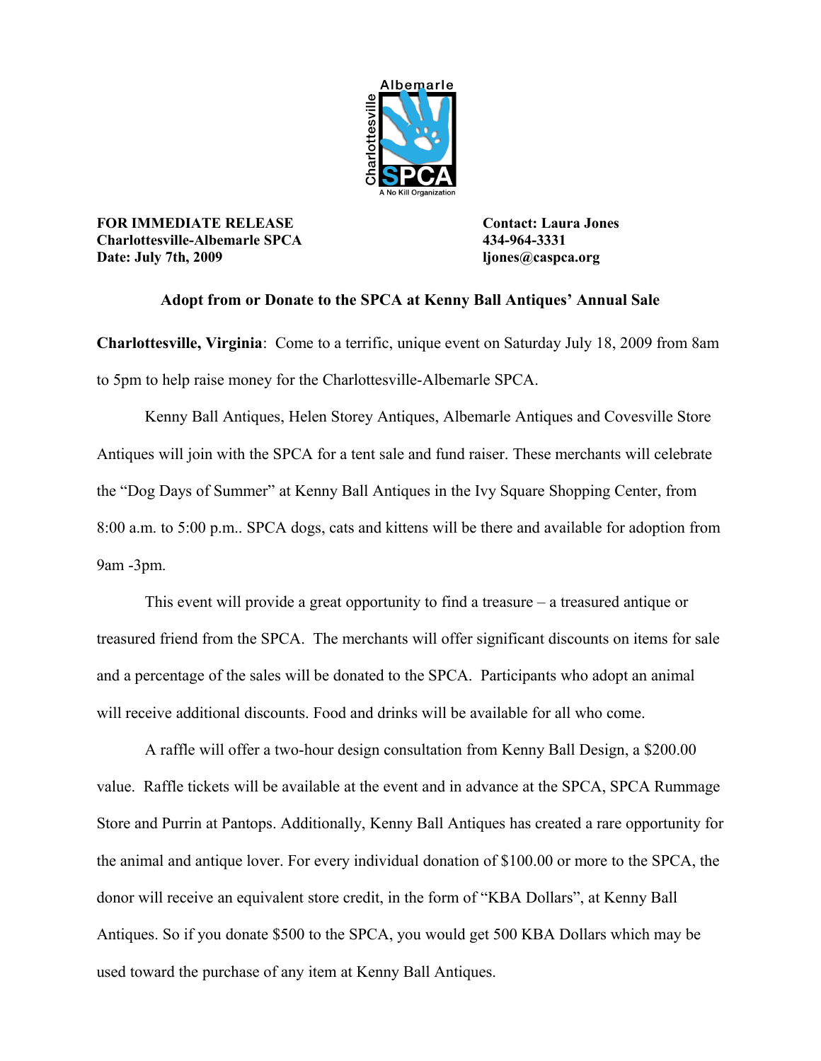**FOR IMMEDIATE RELEASE**
**Charlottesville-Albemarle SPCA**
**Date: July 7th, 2009**

**Contact: Laura Jones**
**434-964-3331**
**ljones@caspca.org**

## Adopt from or Donate to the SPCA at Kenny Ball Antiques' Annual Sale

**Charlottesville, Virginia**: Come to a terrific, unique event on Saturday July 18, 2009 from 8am to 5pm to help raise money for the Charlottesville-Albemarle SPCA.

Kenny Ball Antiques, Helen Storey Antiques, Albemarle Antiques and Covesville Store Antiques will join with the SPCA for a tent sale and fund raiser. These merchants will celebrate the "Dog Days of Summer" at Kenny Ball Antiques in the Ivy Square Shopping Center, from 8:00 a.m. to 5:00 p.m.. SPCA dogs, cats and kittens will be there and available for adoption from 9am -3pm.

This event will provide a great opportunity to find a treasure – a treasured antique or treasured friend from the SPCA. The merchants will offer significant discounts on items for sale and a percentage of the sales will be donated to the SPCA. Participants who adopt an animal will receive additional discounts. Food and drinks will be available for all who come.

A raffle will offer a two-hour design consultation from Kenny Ball Design, a $200.00 value. Raffle tickets will be available at the event and in advance at the SPCA, SPCA Rummage Store and Purrin at Pantops. Additionally, Kenny Ball Antiques has created a rare opportunity for the animal and antique lover. For every individual donation of $100.00 or more to the SPCA, the donor will receive an equivalent store credit, in the form of "KBA Dollars", at Kenny Ball Antiques. So if you donate $500 to the SPCA, you would get 500 KBA Dollars which may be used toward the purchase of any item at Kenny Ball Antiques.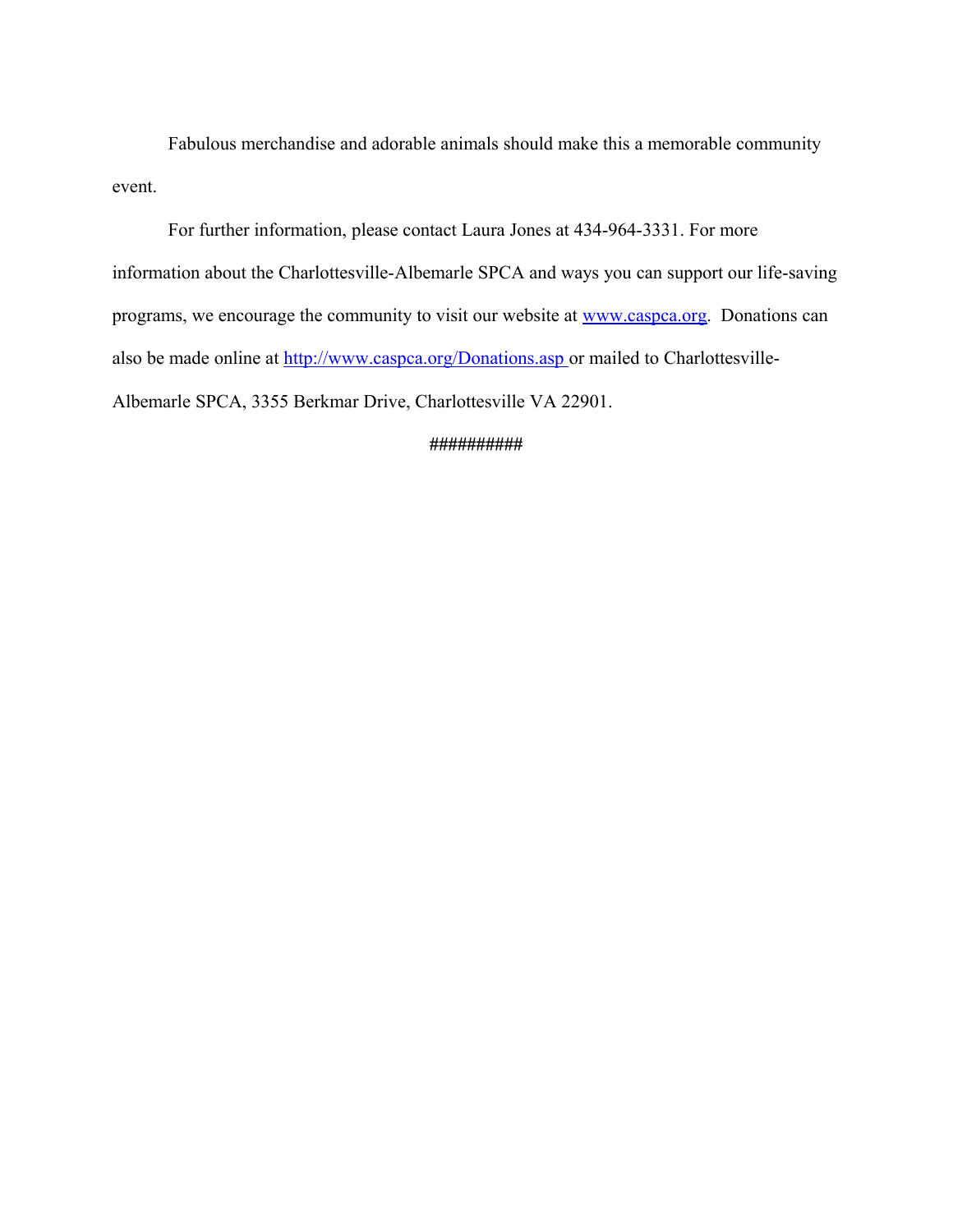Fabulous merchandise and adorable animals should make this a memorable community event.

For further information, please contact Laura Jones at 434-964-3331. For more information about the Charlottesville-Albemarle SPCA and ways you can support our life-saving programs, we encourage the community to visit our website at [www.caspca.org](http://www.caspca.org). Donations can also be made online at [http://www.caspca.org/Donations.asp](http://www.caspca.org/Donations.asp) or mailed to Charlottesville-Albemarle SPCA, 3355 Berkmar Drive, Charlottesville VA 22901.

##########